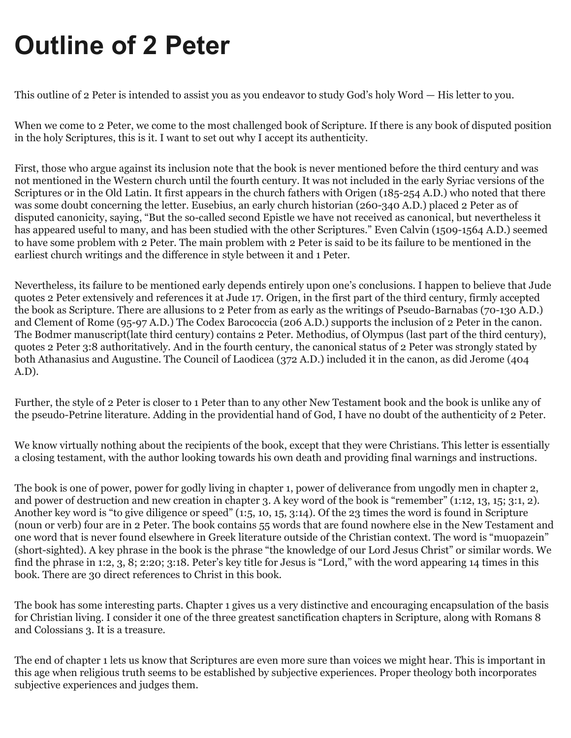# Outline of 2 Peter

This outline of 2 Peter is intended to assist you as you endeavor to study God's holy Word — His letter to you.

When we come to 2 Peter, we come to the most challenged book of Scripture. If there is any book of disputed position in the holy Scriptures, this is it. I want to set out why I accept its authenticity.

First, those who argue against its inclusion note that the book is never mentioned before the third century and was not mentioned in the Western church until the fourth century. It was not included in the early Syriac versions of the Scriptures or in the Old Latin. It first appears in the church fathers with Origen (185-254 A.D.) who noted that there was some doubt concerning the letter. Eusebius, an early church historian (260-340 A.D.) placed 2 Peter as of disputed canonicity, saying, "But the so-called second Epistle we have not received as canonical, but nevertheless it has appeared useful to many, and has been studied with the other Scriptures." Even Calvin (1509-1564 A.D.) seemed to have some problem with 2 Peter. The main problem with 2 Peter is said to be its failure to be mentioned in the earliest church writings and the difference in style between it and 1 Peter.

Nevertheless, its failure to be mentioned early depends entirely upon one's conclusions. I happen to believe that Jude quotes 2 Peter extensively and references it at Jude 17. Origen, in the first part of the third century, firmly accepted the book as Scripture. There are allusions to 2 Peter from as early as the writings of Pseudo-Barnabas (70-130 A.D.) and Clement of Rome (95-97 A.D.) The Codex Barococcia (206 A.D.) supports the inclusion of 2 Peter in the canon. The Bodmer manuscript(late third century) contains 2 Peter. Methodius, of Olympus (last part of the third century), quotes 2 Peter 3:8 authoritatively. And in the fourth century, the canonical status of 2 Peter was strongly stated by both Athanasius and Augustine. The Council of Laodicea (372 A.D.) included it in the canon, as did Jerome (404 A.D).

Further, the style of 2 Peter is closer to 1 Peter than to any other New Testament book and the book is unlike any of the pseudo-Petrine literature. Adding in the providential hand of God, I have no doubt of the authenticity of 2 Peter.

We know virtually nothing about the recipients of the book, except that they were Christians. This letter is essentially a closing testament, with the author looking towards his own death and providing final warnings and instructions.

The book is one of power, power for godly living in chapter 1, power of deliverance from ungodly men in chapter 2, and power of destruction and new creation in chapter 3. A key word of the book is "remember" (1:12, 13, 15; 3:1, 2). Another key word is "to give diligence or speed" (1:5, 10, 15, 3:14). Of the 23 times the word is found in Scripture (noun or verb) four are in 2 Peter. The book contains 55 words that are found nowhere else in the New Testament and one word that is never found elsewhere in Greek literature outside of the Christian context. The word is "muopazein" (short-sighted). A key phrase in the book is the phrase "the knowledge of our Lord Jesus Christ" or similar words. We find the phrase in 1:2, 3, 8; 2:20; 3:18. Peter's key title for Jesus is "Lord," with the word appearing 14 times in this book. There are 30 direct references to Christ in this book.

The book has some interesting parts. Chapter 1 gives us a very distinctive and encouraging encapsulation of the basis for Christian living. I consider it one of the three greatest sanctification chapters in Scripture, along with Romans 8 and Colossians 3. It is a treasure.

The end of chapter 1 lets us know that Scriptures are even more sure than voices we might hear. This is important in this age when religious truth seems to be established by subjective experiences. Proper theology both incorporates subjective experiences and judges them.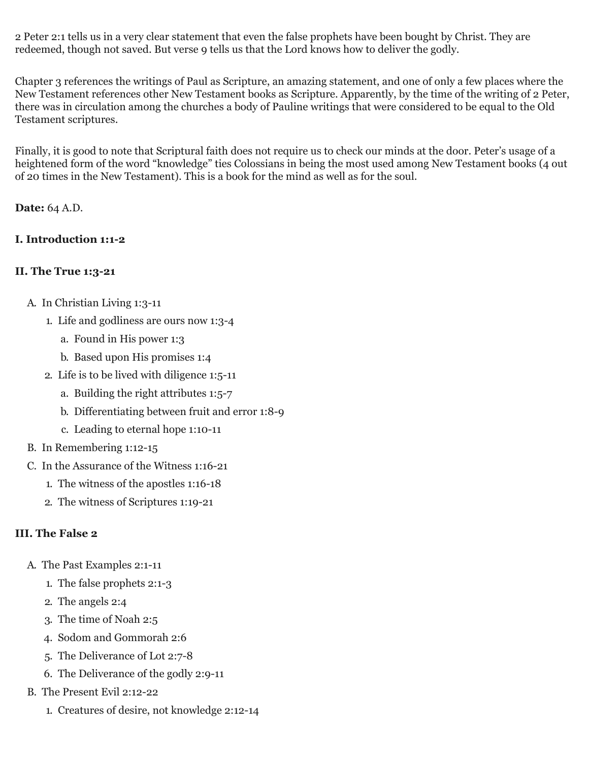2 Peter 2:1 tells us in a very clear statement that even the false prophets have been bought by Christ. They are redeemed, though not saved. But verse 9 tells us that the Lord knows how to deliver the godly.

Chapter 3 references the writings of Paul as Scripture, an amazing statement, and one of only a few places where the New Testament references other New Testament books as Scripture. Apparently, by the time of the writing of 2 Peter, there was in circulation among the churches a body of Pauline writings that were considered to be equal to the Old Testament scriptures.

Finally, it is good to note that Scriptural faith does not require us to check our minds at the door. Peter's usage of a heightened form of the word "knowledge" ties Colossians in being the most used among New Testament books (4 out of 20 times in the New Testament). This is a book for the mind as well as for the soul.

**Date:** 64 A.D.

**I. Introduction 1:1-2**

**II. The True 1:3-21**

- A. In Christian Living 1:3-11
  1. Life and godliness are ours now 1:3-4
     a. Found in His power 1:3
     b. Based upon His promises 1:4
  2. Life is to be lived with diligence 1:5-11
     a. Building the right attributes 1:5-7
     b. Differentiating between fruit and error 1:8-9
     c. Leading to eternal hope 1:10-11
- B. In Remembering 1:12-15
- C. In the Assurance of the Witness 1:16-21
  1. The witness of the apostles 1:16-18
  2. The witness of Scriptures 1:19-21

**III. The False 2**

- A. The Past Examples 2:1-11
  1. The false prophets 2:1-3
  2. The angels 2:4
  3. The time of Noah 2:5
  4. Sodom and Gommorah 2:6
  5. The Deliverance of Lot 2:7-8
  6. The Deliverance of the godly 2:9-11
- B. The Present Evil 2:12-22
  1. Creatures of desire, not knowledge 2:12-14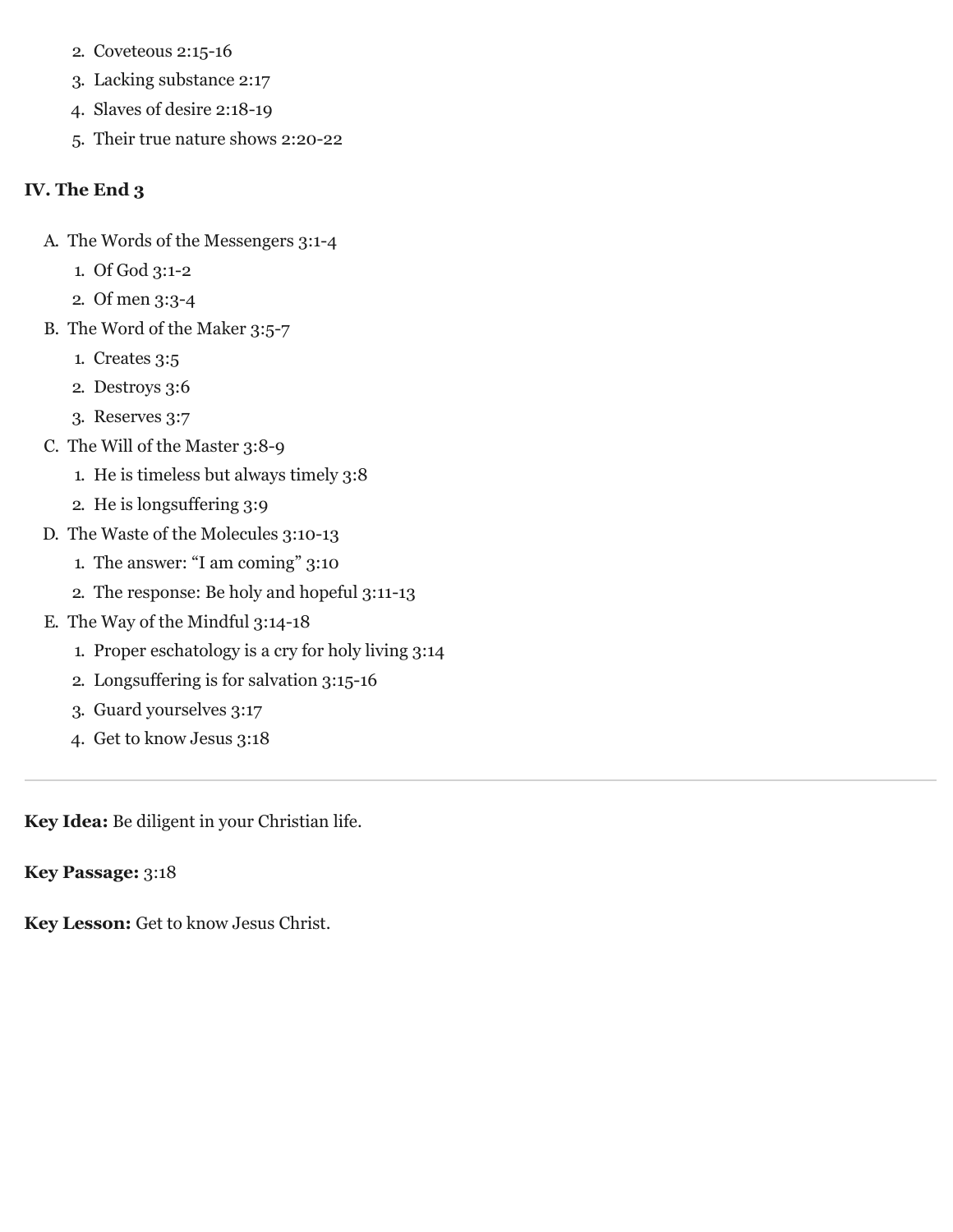2. Coveteous 2:15-16
3. Lacking substance 2:17
4. Slaves of desire 2:18-19
5. Their true nature shows 2:20-22

**IV. The End 3**

A. The Words of the Messengers 3:1-4
   1. Of God 3:1-2
   2. Of men 3:3-4

B. The Word of the Maker 3:5-7
   1. Creates 3:5
   2. Destroys 3:6
   3. Reserves 3:7

C. The Will of the Master 3:8-9
   1. He is timeless but always timely 3:8
   2. He is longsuffering 3:9

D. The Waste of the Molecules 3:10-13
   1. The answer: “I am coming” 3:10
   2. The response: Be holy and hopeful 3:11-13

E. The Way of the Mindful 3:14-18
   1. Proper eschatology is a cry for holy living 3:14
   2. Longsuffering is for salvation 3:15-16
   3. Guard yourselves 3:17
   4. Get to know Jesus 3:18

---

**Key Idea:** Be diligent in your Christian life.

**Key Passage:** 3:18

**Key Lesson:** Get to know Jesus Christ.